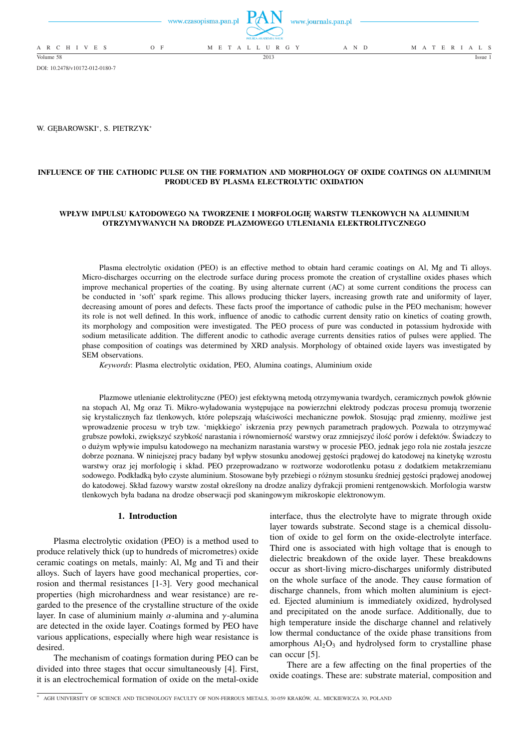DOI: 10.2478/v10172-012-0180-7

W. GĘBAROWSKI[∗], S. PIETRZYK[∗]

# INFLUENCE OF THE CATHODIC PULSE ON THE FORMATION AND MORPHOLOGY OF OXIDE COATINGS ON ALUMINIUM PRODUCED BY PLASMA ELECTROLYTIC OXIDATION

# WPŁYW IMPULSU KATODOWEGO NA TWORZENIE I MORFOLOGIĘ WARSTW TLENKOWYCH NA ALUMINIUM OTRZYMYWANYCH NA DRODZE PLAZMOWEGO UTLENIANIA ELEKTROLITYCZNEGO

Plasma electrolytic oxidation (PEO) is an effective method to obtain hard ceramic coatings on Al, Mg and Ti alloys. Micro-discharges occurring on the electrode surface during process promote the creation of crystalline oxides phases which improve mechanical properties of the coating. By using alternate current (AC) at some current conditions the process can be conducted in 'soft' spark regime. This allows producing thicker layers, increasing growth rate and uniformity of layer, decreasing amount of pores and defects. These facts proof the importance of cathodic pulse in the PEO mechanism; however its role is not well defined. In this work, influence of anodic to cathodic current density ratio on kinetics of coating growth, its morphology and composition were investigated. The PEO process of pure was conducted in potassium hydroxide with sodium metasilicate addition. The different anodic to cathodic average currents densities ratios of pulses were applied. The phase composition of coatings was determined by XRD analysis. Morphology of obtained oxide layers was investigated by SEM observations.

*Keywords*: Plasma electrolytic oxidation, PEO, Alumina coatings, Aluminium oxide

Plazmowe utlenianie elektrolityczne (PEO) jest efektywną metodą otrzymywania twardych, ceramicznych powłok głównie na stopach Al, Mg oraz Ti. Mikro-wyładowania występujące na powierzchni elektrody podczas procesu promują tworzenie się krystalicznych faz tlenkowych, które polepszają właściwości mechaniczne powłok. Stosując prąd zmienny, możliwe jest wprowadzenie procesu w tryb tzw. 'miękkiego' iskrzenia przy pewnych parametrach prądowych. Pozwala to otrzymywać grubsze powłoki, zwiększyć szybkość narastania i równomierność warstwy oraz zmniejszyć ilość porów i defektów. Świadczy to o dużym wpływie impulsu katodowego na mechanizm narastania warstwy w procesie PEO, jednak jego rola nie została jeszcze dobrze poznana. W niniejszej pracy badany był wpływ stosunku anodowej gęstości prądowej do katodowej na kinetykę wzrostu warstwy oraz jej morfologię i skład. PEO przeprowadzano w roztworze wodorotlenku potasu z dodatkiem metakrzemianu sodowego. Podkładką było czyste aluminium. Stosowane były przebiegi o różnym stosunku średniej gęstości prądowej anodowej do katodowej. Skład fazowy warstw został określony na drodze analizy dyfrakcji promieni rentgenowskich. Morfologia warstw tlenkowych była badana na drodze obserwacji pod skaningowym mikroskopie elektronowym.

## 1. Introduction

Plasma electrolytic oxidation (PEO) is a method used to produce relatively thick (up to hundreds of micrometres) oxide ceramic coatings on metals, mainly: Al, Mg and Ti and their alloys. Such of layers have good mechanical properties, corrosion and thermal resistances [1-3]. Very good mechanical properties (high microhardness and wear resistance) are regarded to the presence of the crystalline structure of the oxide layer. In case of aluminium mainly $\alpha$-alumina and $\gamma$-alumina are detected in the oxide layer. Coatings formed by PEO have various applications, especially where high wear resistance is desired.

The mechanism of coatings formation during PEO can be divided into three stages that occur simultaneously [4]. First, it is an electrochemical formation of oxide on the metal-oxide interface, thus the electrolyte have to migrate through oxide layer towards substrate. Second stage is a chemical dissolution of oxide to gel form on the oxide-electrolyte interface. Third one is associated with high voltage that is enough to dielectric breakdown of the oxide layer. These breakdowns occur as short-living micro-discharges uniformly distributed on the whole surface of the anode. They cause formation of discharge channels, from which molten aluminium is ejected. Ejected aluminium is immediately oxidized, hydrolysed and precipitated on the anode surface. Additionally, due to high temperature inside the discharge channel and relatively low thermal conductance of the oxide phase transitions from amorphous $Al_2O_3$ and hydrolysed form to crystalline phase can occur [5].

There are a few affecting on the final properties of the oxide coatings. These are: substrate material, composition and

[∗] AGH UNIVERSITY OF SCIENCE AND TECHNOLOGY FACULTY OF NON-FERROUS METALS, 30-059 KRAKÓW, AL. MICKIEWICZA 30, POLAND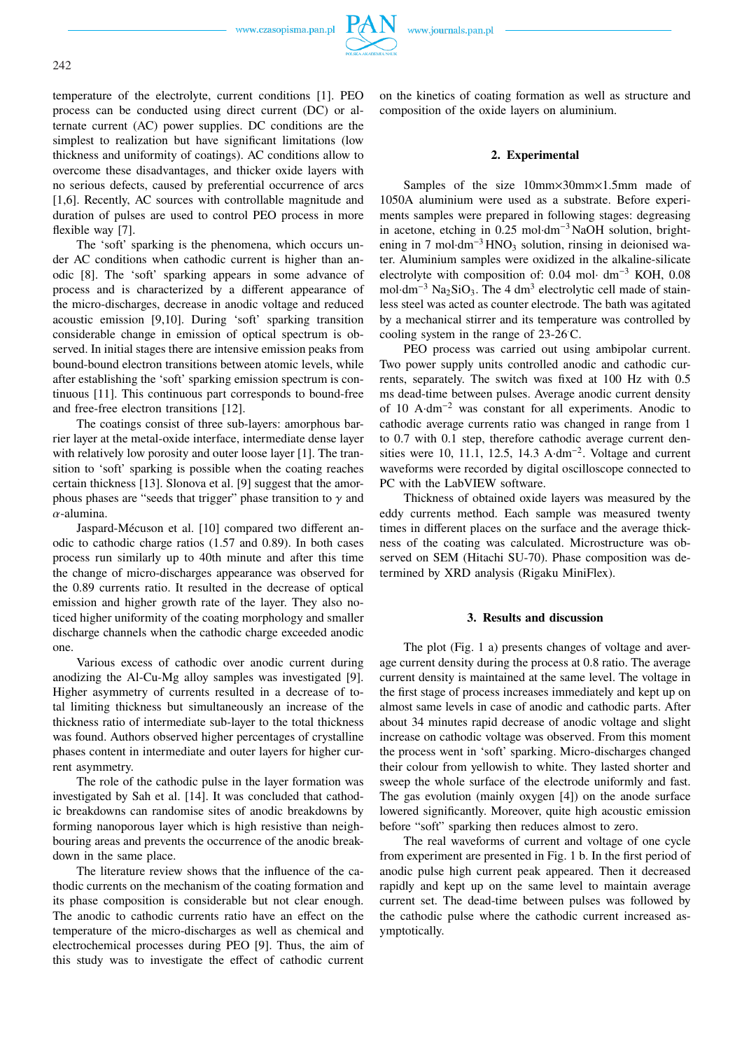temperature of the electrolyte, current conditions [1]. PEO process can be conducted using direct current (DC) or alternate current (AC) power supplies. DC conditions are the simplest to realization but have significant limitations (low thickness and uniformity of coatings). AC conditions allow to overcome these disadvantages, and thicker oxide layers with no serious defects, caused by preferential occurrence of arcs [1,6]. Recently, AC sources with controllable magnitude and duration of pulses are used to control PEO process in more flexible way [7].

The 'soft' sparking is the phenomena, which occurs under AC conditions when cathodic current is higher than anodic [8]. The 'soft' sparking appears in some advance of process and is characterized by a different appearance of the micro-discharges, decrease in anodic voltage and reduced acoustic emission [9,10]. During 'soft' sparking transition considerable change in emission of optical spectrum is observed. In initial stages there are intensive emission peaks from bound-bound electron transitions between atomic levels, while after establishing the 'soft' sparking emission spectrum is continuous [11]. This continuous part corresponds to bound-free and free-free electron transitions [12].

The coatings consist of three sub-layers: amorphous barrier layer at the metal-oxide interface, intermediate dense layer with relatively low porosity and outer loose layer [1]. The transition to 'soft' sparking is possible when the coating reaches certain thickness [13]. Slonova et al. [9] suggest that the amorphous phases are "seeds that trigger" phase transition to $\gamma$ and $\alpha$-alumina.

Jaspard-Mécuson et al. [10] compared two different anodic to cathodic charge ratios (1.57 and 0.89). In both cases process run similarly up to 40th minute and after this time the change of micro-discharges appearance was observed for the 0.89 currents ratio. It resulted in the decrease of optical emission and higher growth rate of the layer. They also noticed higher uniformity of the coating morphology and smaller discharge channels when the cathodic charge exceeded anodic one.

Various excess of cathodic over anodic current during anodizing the Al-Cu-Mg alloy samples was investigated [9]. Higher asymmetry of currents resulted in a decrease of total limiting thickness but simultaneously an increase of the thickness ratio of intermediate sub-layer to the total thickness was found. Authors observed higher percentages of crystalline phases content in intermediate and outer layers for higher current asymmetry.

The role of the cathodic pulse in the layer formation was investigated by Sah et al. [14]. It was concluded that cathodic breakdowns can randomise sites of anodic breakdowns by forming nanoporous layer which is high resistive than neighbouring areas and prevents the occurrence of the anodic breakdown in the same place.

The literature review shows that the influence of the cathodic currents on the mechanism of the coating formation and its phase composition is considerable but not clear enough. The anodic to cathodic currents ratio have an effect on the temperature of the micro-discharges as well as chemical and electrochemical processes during PEO [9]. Thus, the aim of this study was to investigate the effect of cathodic current on the kinetics of coating formation as well as structure and composition of the oxide layers on aluminium.

## 2. Experimental

Samples of the size 10mm×30mm×1.5mm made of 1050A aluminium were used as a substrate. Before experiments samples were prepared in following stages: degreasing in acetone, etching in 0.25 mol·dm$^{-3}$ NaOH solution, brightening in 7 mol·dm$^{-3}$ $HNO_3$ solution, rinsing in deionised water. Aluminium samples were oxidized in the alkaline-silicate electrolyte with composition of: 0.04 mol· dm$^{-3}$ KOH, 0.08 mol·dm$^{-3}$ $Na_2SiO_3$. The 4 dm$^3$ electrolytic cell made of stainless steel was acted as counter electrode. The bath was agitated by a mechanical stirrer and its temperature was controlled by cooling system in the range of 23-26°C.

PEO process was carried out using ambipolar current. Two power supply units controlled anodic and cathodic currents, separately. The switch was fixed at 100 Hz with 0.5 ms dead-time between pulses. Average anodic current density of 10 A·dm$^{-2}$ was constant for all experiments. Anodic to cathodic average currents ratio was changed in range from 1 to 0.7 with 0.1 step, therefore cathodic average current densities were 10, 11.1, 12.5, 14.3 A·dm$^{-2}$. Voltage and current waveforms were recorded by digital oscilloscope connected to PC with the LabVIEW software.

Thickness of obtained oxide layers was measured by the eddy currents method. Each sample was measured twenty times in different places on the surface and the average thickness of the coating was calculated. Microstructure was observed on SEM (Hitachi SU-70). Phase composition was determined by XRD analysis (Rigaku MiniFlex).

## 3. Results and discussion

The plot (Fig. 1 a) presents changes of voltage and average current density during the process at 0.8 ratio. The average current density is maintained at the same level. The voltage in the first stage of process increases immediately and kept up on almost same levels in case of anodic and cathodic parts. After about 34 minutes rapid decrease of anodic voltage and slight increase on cathodic voltage was observed. From this moment the process went in 'soft' sparking. Micro-discharges changed their colour from yellowish to white. They lasted shorter and sweep the whole surface of the electrode uniformly and fast. The gas evolution (mainly oxygen [4]) on the anode surface lowered significantly. Moreover, quite high acoustic emission before "soft" sparking then reduces almost to zero.

The real waveforms of current and voltage of one cycle from experiment are presented in Fig. 1 b. In the first period of anodic pulse high current peak appeared. Then it decreased rapidly and kept up on the same level to maintain average current set. The dead-time between pulses was followed by the cathodic pulse where the cathodic current increased asymptotically.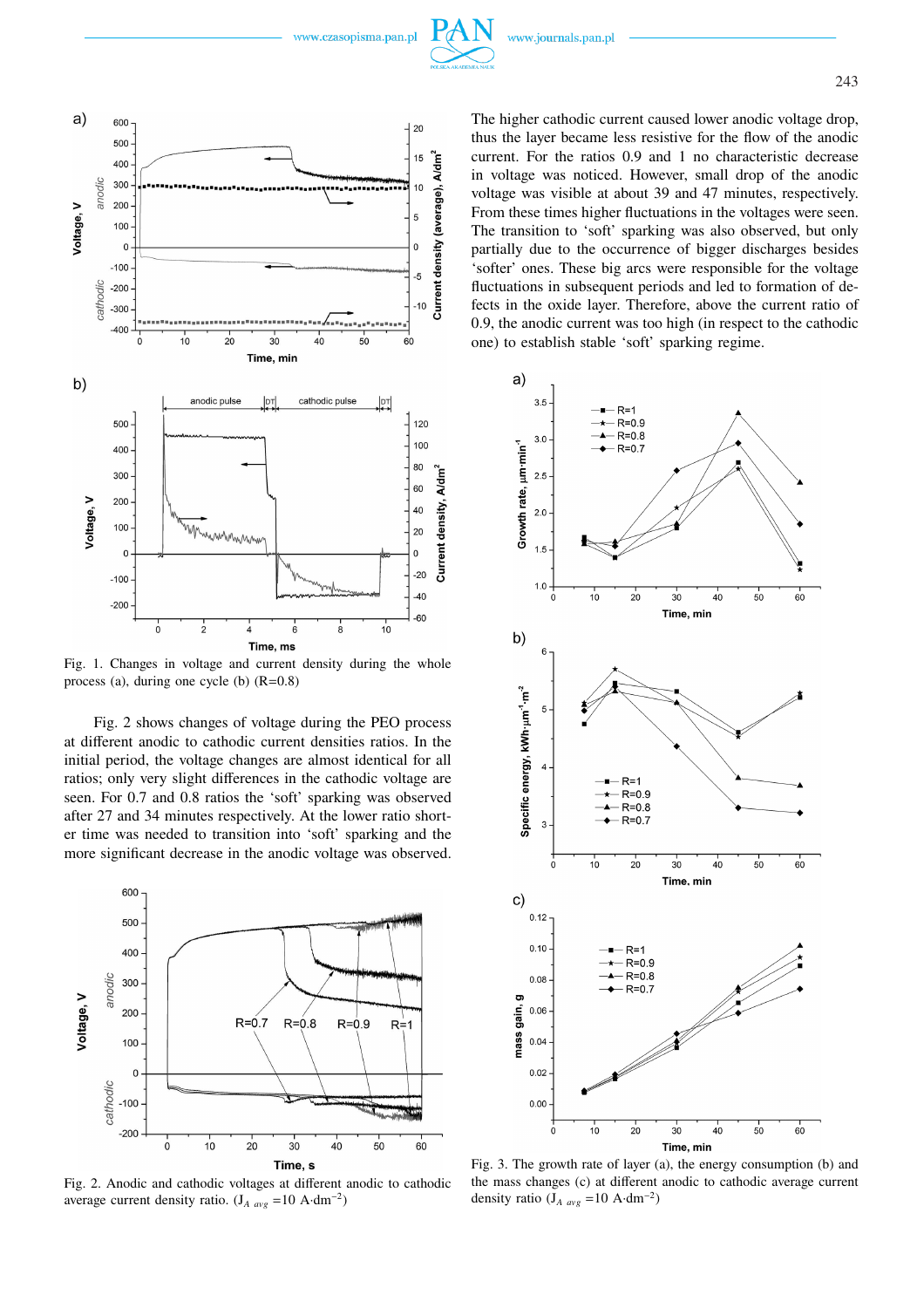Fig. 1. Changes in voltage and current density during the whole process (a), during one cycle (b) (R=0.8)

Fig. 2 shows changes of voltage during the PEO process at different anodic to cathodic current densities ratios. In the initial period, the voltage changes are almost identical for all ratios; only very slight differences in the cathodic voltage are seen. For 0.7 and 0.8 ratios the 'soft' sparking was observed after 27 and 34 minutes respectively. At the lower ratio shorter time was needed to transition into 'soft' sparking and the more significant decrease in the anodic voltage was observed.

Fig. 2. Anodic and cathodic voltages at different anodic to cathodic average current density ratio. ($J_{A\ avg}$ =10 A·dm$^{-2}$)

The higher cathodic current caused lower anodic voltage drop, thus the layer became less resistive for the flow of the anodic current. For the ratios 0.9 and 1 no characteristic decrease in voltage was noticed. However, small drop of the anodic voltage was visible at about 39 and 47 minutes, respectively. From these times higher fluctuations in the voltages were seen. The transition to 'soft' sparking was also observed, but only partially due to the occurrence of bigger discharges besides 'softer' ones. These big arcs were responsible for the voltage fluctuations in subsequent periods and led to formation of defects in the oxide layer. Therefore, above the current ratio of 0.9, the anodic current was too high (in respect to the cathodic one) to establish stable 'soft' sparking regime.

Fig. 3. The growth rate of layer (a), the energy consumption (b) and the mass changes (c) at different anodic to cathodic average current density ratio ($J_{A\ avg}$ =10 A·dm$^{-2}$)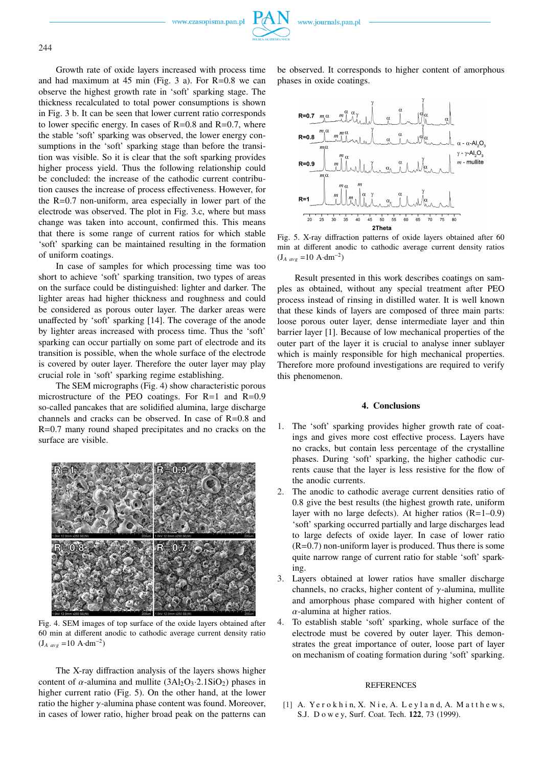Growth rate of oxide layers increased with process time and had maximum at 45 min (Fig. 3 a). For R=0.8 we can observe the highest growth rate in 'soft' sparking stage. The thickness recalculated to total power consumptions is shown in Fig. 3 b. It can be seen that lower current ratio corresponds to lower specific energy. In cases of R=0.8 and R=0.7, where the stable 'soft' sparking was observed, the lower energy consumptions in the 'soft' sparking stage than before the transition was visible. So it is clear that the soft sparking provides higher process yield. Thus the following relationship could be concluded: the increase of the cathodic current contribution causes the increase of process effectiveness. However, for the R=0.7 non-uniform, area especially in lower part of the electrode was observed. The plot in Fig. 3.c, where but mass change was taken into account, confirmed this. This means that there is some range of current ratios for which stable 'soft' sparking can be maintained resulting in the formation of uniform coatings.

In case of samples for which processing time was too short to achieve 'soft' sparking transition, two types of areas on the surface could be distinguished: lighter and darker. The lighter areas had higher thickness and roughness and could be considered as porous outer layer. The darker areas were unaffected by 'soft' sparking [14]. The coverage of the anode by lighter areas increased with process time. Thus the 'soft' sparking can occur partially on some part of electrode and its transition is possible, when the whole surface of the electrode is covered by outer layer. Therefore the outer layer may play crucial role in 'soft' sparking regime establishing.

The SEM micrographs (Fig. 4) show characteristic porous microstructure of the PEO coatings. For R=1 and R=0.9 so-called pancakes that are solidified alumina, large discharge channels and cracks can be observed. In case of R=0.8 and R=0.7 many round shaped precipitates and no cracks on the surface are visible.

Fig. 4. SEM images of top surface of the oxide layers obtained after 60 min at different anodic to cathodic average current density ratio ($J_{A\ avg}$ =10 A·dm$^{-2}$)

The X-ray diffraction analysis of the layers shows higher content of $\alpha$-alumina and mullite ($3Al_2O_3 \cdot 2.1SiO_2$) phases in higher current ratio (Fig. 5). On the other hand, at the lower ratio the higher $\gamma$-alumina phase content was found. Moreover, in cases of lower ratio, higher broad peak on the patterns can be observed. It corresponds to higher content of amorphous phases in oxide coatings.

Fig. 5. X-ray diffraction patterns of oxide layers obtained after 60 min at different anodic to cathodic average current density ratios ($J_{A\ avg}$ =10 A·dm$^{-2}$)

Result presented in this work describes coatings on samples as obtained, without any special treatment after PEO process instead of rinsing in distilled water. It is well known that these kinds of layers are composed of three main parts: loose porous outer layer, dense intermediate layer and thin barrier layer [1]. Because of low mechanical properties of the outer part of the layer it is crucial to analyse inner sublayer which is mainly responsible for high mechanical properties. Therefore more profound investigations are required to verify this phenomenon.

## 4. Conclusions

1. The 'soft' sparking provides higher growth rate of coatings and gives more cost effective process. Layers have no cracks, but contain less percentage of the crystalline phases. During 'soft' sparking, the higher cathodic currents cause that the layer is less resistive for the flow of the anodic currents.
2. The anodic to cathodic average current densities ratio of 0.8 give the best results (the highest growth rate, uniform layer with no large defects). At higher ratios (R=1–0.9) 'soft' sparking occurred partially and large discharges lead to large defects of oxide layer. In case of lower ratio (R=0.7) non-uniform layer is produced. Thus there is some quite narrow range of current ratio for stable 'soft' sparking.
3. Layers obtained at lower ratios have smaller discharge channels, no cracks, higher content of $\gamma$-alumina, mullite and amorphous phase compared with higher content of $\alpha$-alumina at higher ratios.
4. To establish stable 'soft' sparking, whole surface of the electrode must be covered by outer layer. This demonstrates the great importance of outer, loose part of layer on mechanism of coating formation during 'soft' sparking.

REFERENCES

[1] A. Yerokhin, X. Nie, A. Leyland, A. Matthews, S.J. Dowey, Surf. Coat. Tech. **122**, 73 (1999).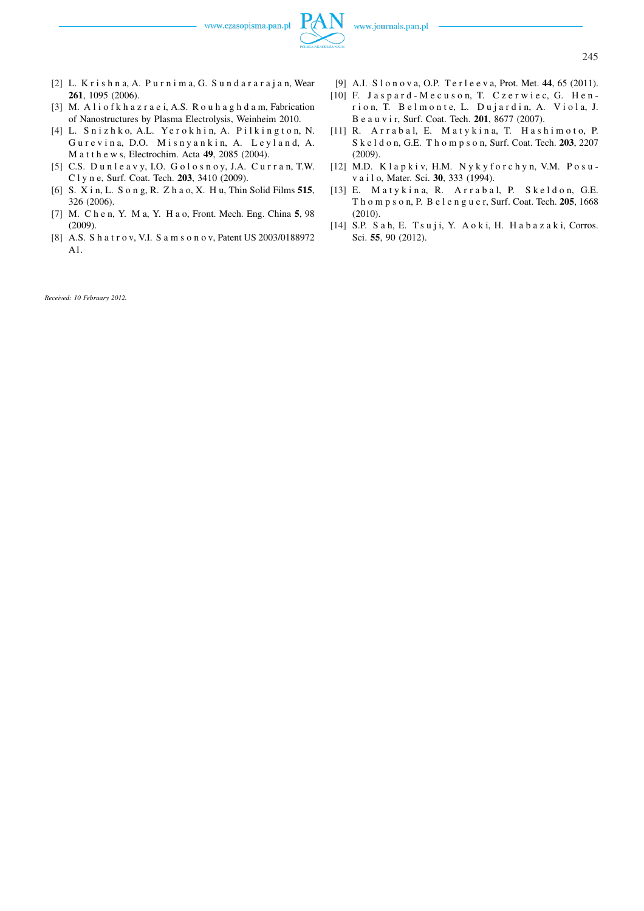[2] L. Krishna, A. Purnima, G. Sundararajan, Wear **261**, 1095 (2006).

[3] M. Aliofkhazraei, A.S. Rouhaghdam, Fabrication of Nanostructures by Plasma Electrolysis, Weinheim 2010.

[4] L. Snizhko, A.L. Yerokhin, A. Pilkington, N. Gurevina, D.O. Misnyankin, A. Leyland, A. Matthews, Electrochim. Acta **49**, 2085 (2004).

[5] C.S. Dunleavy, I.O. Golosnoy, J.A. Curran, T.W. Clyne, Surf. Coat. Tech. **203**, 3410 (2009).

[6] S. Xin, L. Song, R. Zhao, X. Hu, Thin Solid Films **515**, 326 (2006).

[7] M. Chen, Y. Ma, Y. Hao, Front. Mech. Eng. China **5**, 98 (2009).

[8] A.S. Shatrov, V.I. Samsonov, Patent US 2003/0188972 A1.

[9] A.I. Slonova, O.P. Terleeva, Prot. Met. **44**, 65 (2011).

[10] F. Jaspard-Mecuson, T. Czerwiec, G. Henrion, T. Belmonte, L. Dujardin, A. Viola, J. Beauvir, Surf. Coat. Tech. **201**, 8677 (2007).

[11] R. Arrabal, E. Matykina, T. Hashimoto, P. Skeldon, G.E. Thompson, Surf. Coat. Tech. **203**, 2207 (2009).

[12] M.D. Klapkiv, H.M. Nykyforchyn, V.M. Posuvailo, Mater. Sci. **30**, 333 (1994).

[13] E. Matykina, R. Arrabal, P. Skeldon, G.E. Thompson, P. Belenguer, Surf. Coat. Tech. **205**, 1668 (2010).

[14] S.P. Sah, E. Tsuji, Y. Aoki, H. Habazaki, Corros. Sci. **55**, 90 (2012).

*Received: 10 February 2012.*